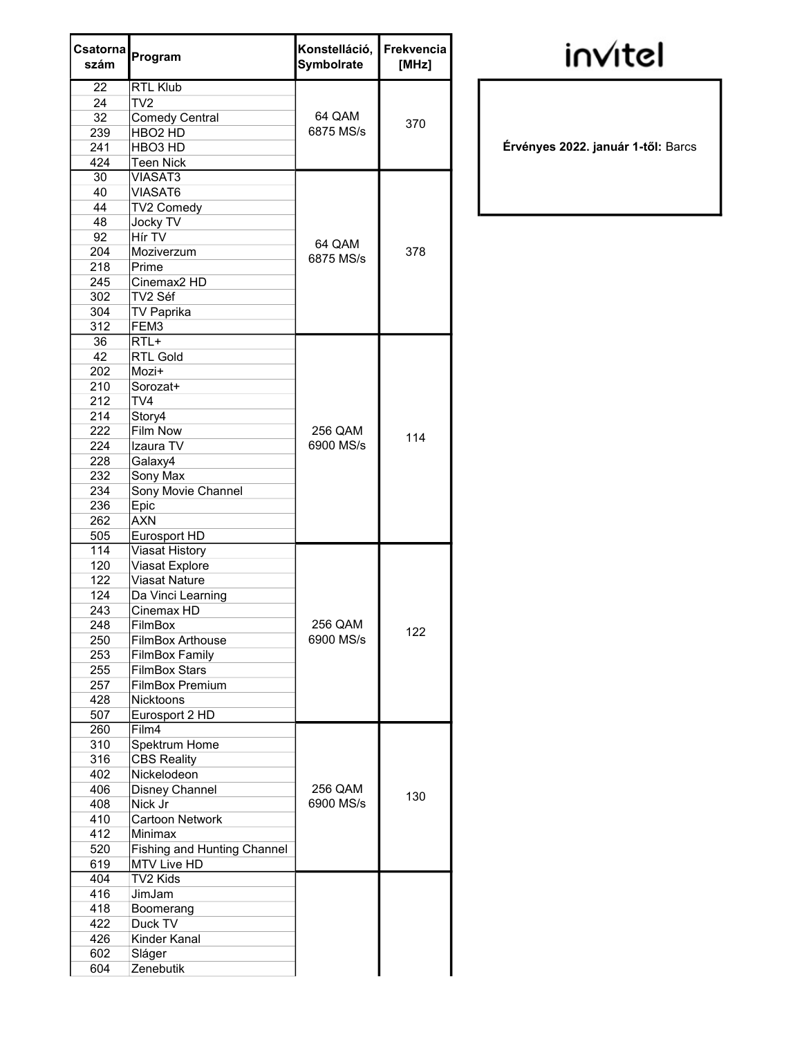**invitel**

**Érvényes 2022. január 1-től:** Barcs

| Csatorna szám | Program | Konstelláció, Symbolrate | Frekvencia [MHz] |
|---|---|---|---|
| 22 | RTL Klub | 64 QAM 6875 MS/s | 370 |
| 24 | TV2 | | |
| 32 | Comedy Central | | |
| 239 | HBO2 HD | | |
| 241 | HBO3 HD | | |
| 424 | Teen Nick | | |
| 30 | VIASAT3 | 64 QAM 6875 MS/s | 378 |
| 40 | VIASAT6 | | |
| 44 | TV2 Comedy | | |
| 48 | Jocky TV | | |
| 92 | Hír TV | | |
| 204 | Moziverzum | | |
| 218 | Prime | | |
| 245 | Cinemax2 HD | | |
| 302 | TV2 Séf | | |
| 304 | TV Paprika | | |
| 312 | FEM3 | | |
| 36 | RTL+ | 256 QAM 6900 MS/s | 114 |
| 42 | RTL Gold | | |
| 202 | Mozi+ | | |
| 210 | Sorozat+ | | |
| 212 | TV4 | | |
| 214 | Story4 | | |
| 222 | Film Now | | |
| 224 | Izaura TV | | |
| 228 | Galaxy4 | | |
| 232 | Sony Max | | |
| 234 | Sony Movie Channel | | |
| 236 | Epic | | |
| 262 | AXN | | |
| 505 | Eurosport HD | | |
| 114 | Viasat History | 256 QAM 6900 MS/s | 122 |
| 120 | Viasat Explore | | |
| 122 | Viasat Nature | | |
| 124 | Da Vinci Learning | | |
| 243 | Cinemax HD | | |
| 248 | FilmBox | | |
| 250 | FilmBox Arthouse | | |
| 253 | FilmBox Family | | |
| 255 | FilmBox Stars | | |
| 257 | FilmBox Premium | | |
| 428 | Nicktoons | | |
| 507 | Eurosport 2 HD | | |
| 260 | Film4 | 256 QAM 6900 MS/s | 130 |
| 310 | Spektrum Home | | |
| 316 | CBS Reality | | |
| 402 | Nickelodeon | | |
| 406 | Disney Channel | | |
| 408 | Nick Jr | | |
| 410 | Cartoon Network | | |
| 412 | Minimax | | |
| 520 | Fishing and Hunting Channel | | |
| 619 | MTV Live HD | | |
| 404 | TV2 Kids | | |
| 416 | JimJam | | |
| 418 | Boomerang | | |
| 422 | Duck TV | | |
| 426 | Kinder Kanal | | |
| 602 | Sláger | | |
| 604 | Zenebutik | | |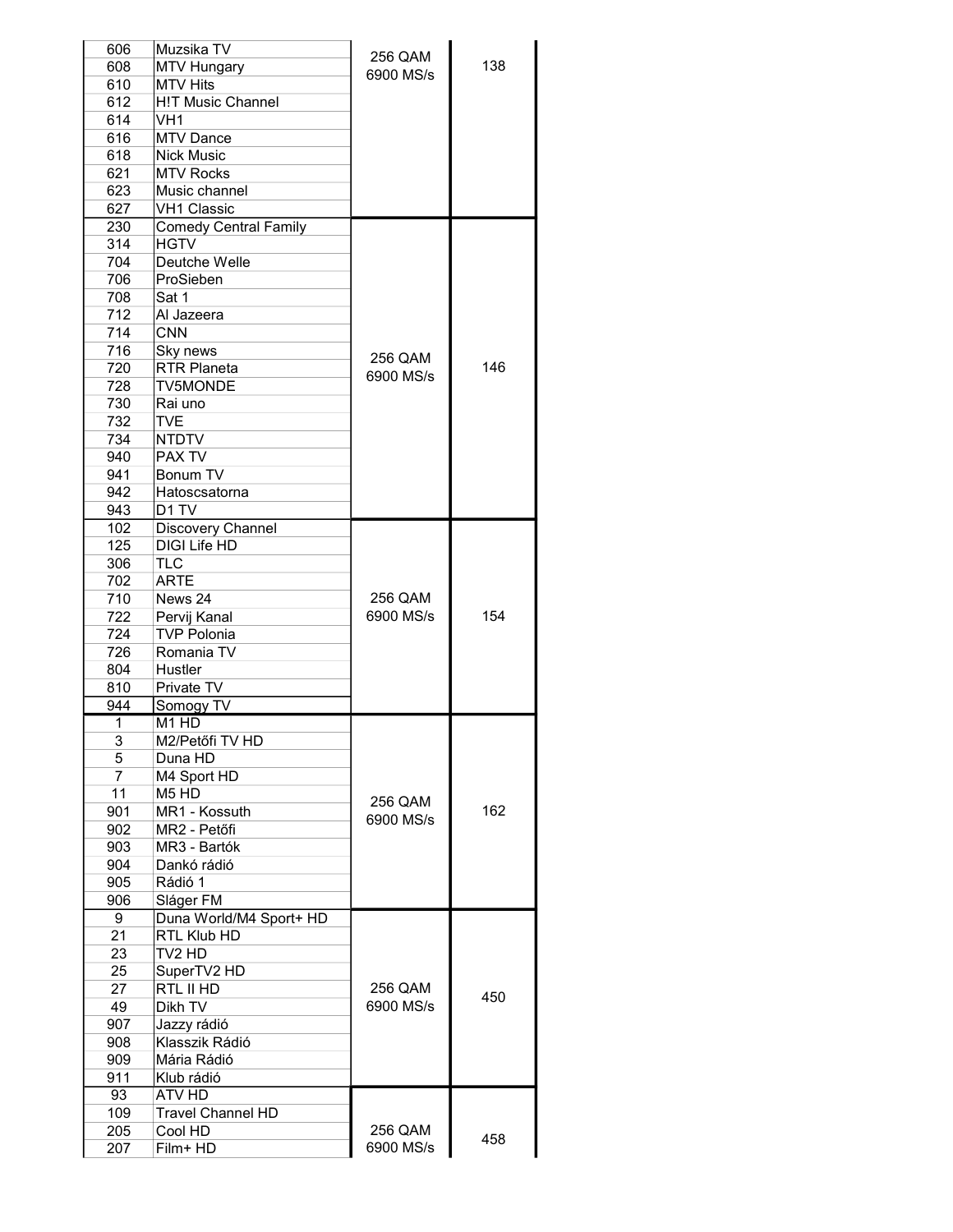| | | | |
|---|---|---|---|
| 606 | Muzsika TV | 256 QAM 6900 MS/s | 138 |
| 608 | MTV Hungary | | |
| 610 | MTV Hits | | |
| 612 | H!T Music Channel | | |
| 614 | VH1 | | |
| 616 | MTV Dance | | |
| 618 | Nick Music | | |
| 621 | MTV Rocks | | |
| 623 | Music channel | | |
| 627 | VH1 Classic | | |
| 230 | Comedy Central Family | 256 QAM 6900 MS/s | 146 |
| 314 | HGTV | | |
| 704 | Deutche Welle | | |
| 706 | ProSieben | | |
| 708 | Sat 1 | | |
| 712 | Al Jazeera | | |
| 714 | CNN | | |
| 716 | Sky news | | |
| 720 | RTR Planeta | | |
| 728 | TV5MONDE | | |
| 730 | Rai uno | | |
| 732 | TVE | | |
| 734 | NTDTV | | |
| 940 | PAX TV | | |
| 941 | Bonum TV | | |
| 942 | Hatoscsatorna | | |
| 943 | D1 TV | | |
| 102 | Discovery Channel | 256 QAM 6900 MS/s | 154 |
| 125 | DIGI Life HD | | |
| 306 | TLC | | |
| 702 | ARTE | | |
| 710 | News 24 | | |
| 722 | Pervij Kanal | | |
| 724 | TVP Polonia | | |
| 726 | Romania TV | | |
| 804 | Hustler | | |
| 810 | Private TV | | |
| 944 | Somogy TV | | |
| 1 | M1 HD | 256 QAM 6900 MS/s | 162 |
| 3 | M2/Petőfi TV HD | | |
| 5 | Duna HD | | |
| 7 | M4 Sport HD | | |
| 11 | M5 HD | | |
| 901 | MR1 - Kossuth | | |
| 902 | MR2 - Petőfi | | |
| 903 | MR3 - Bartók | | |
| 904 | Dankó rádió | | |
| 905 | Rádió 1 | | |
| 906 | Sláger FM | | |
| 9 | Duna World/M4 Sport+ HD | 256 QAM 6900 MS/s | 450 |
| 21 | RTL Klub HD | | |
| 23 | TV2 HD | | |
| 25 | SuperTV2 HD | | |
| 27 | RTL II HD | | |
| 49 | Dikh TV | | |
| 907 | Jazzy rádió | | |
| 908 | Klasszik Rádió | | |
| 909 | Mária Rádió | | |
| 911 | Klub rádió | | |
| 93 | ATV HD | 256 QAM 6900 MS/s | 458 |
| 109 | Travel Channel HD | | |
| 205 | Cool HD | | |
| 207 | Film+ HD | | |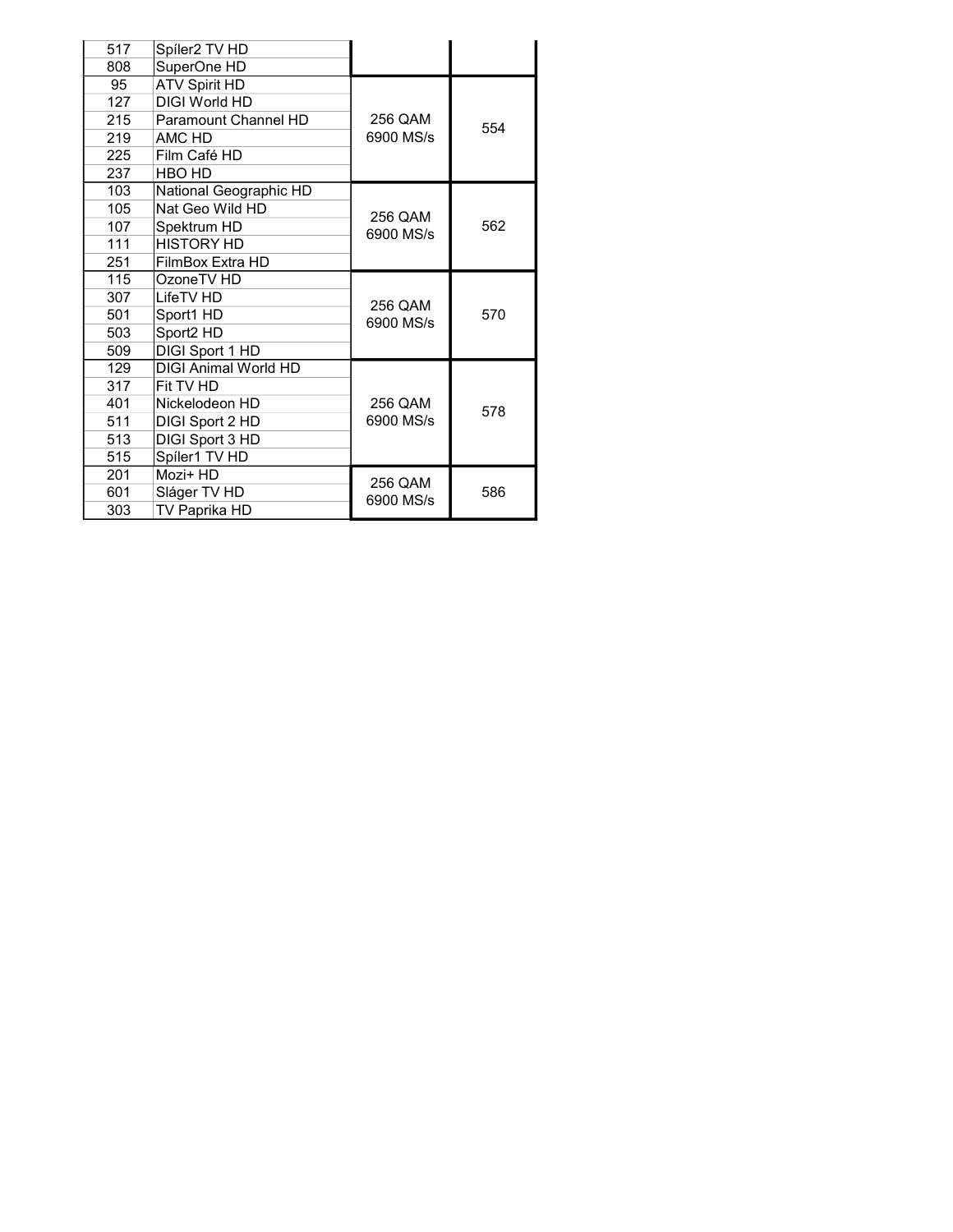| | | | |
|---|---|---|---|
| 517 | Spíler2 TV HD | | |
| 808 | SuperOne HD | | |
| 95 | ATV Spirit HD | 256 QAM 6900 MS/s | 554 |
| 127 | DIGI World HD | | |
| 215 | Paramount Channel HD | | |
| 219 | AMC HD | | |
| 225 | Film Café HD | | |
| 237 | HBO HD | | |
| 103 | National Geographic HD | 256 QAM 6900 MS/s | 562 |
| 105 | Nat Geo Wild HD | | |
| 107 | Spektrum HD | | |
| 111 | HISTORY HD | | |
| 251 | FilmBox Extra HD | | |
| 115 | OzoneTV HD | 256 QAM 6900 MS/s | 570 |
| 307 | LifeTV HD | | |
| 501 | Sport1 HD | | |
| 503 | Sport2 HD | | |
| 509 | DIGI Sport 1 HD | | |
| 129 | DIGI Animal World HD | 256 QAM 6900 MS/s | 578 |
| 317 | Fit TV HD | | |
| 401 | Nickelodeon HD | | |
| 511 | DIGI Sport 2 HD | | |
| 513 | DIGI Sport 3 HD | | |
| 515 | Spíler1 TV HD | | |
| 201 | Mozi+ HD | 256 QAM 6900 MS/s | 586 |
| 601 | Sláger TV HD | | |
| 303 | TV Paprika HD | | |